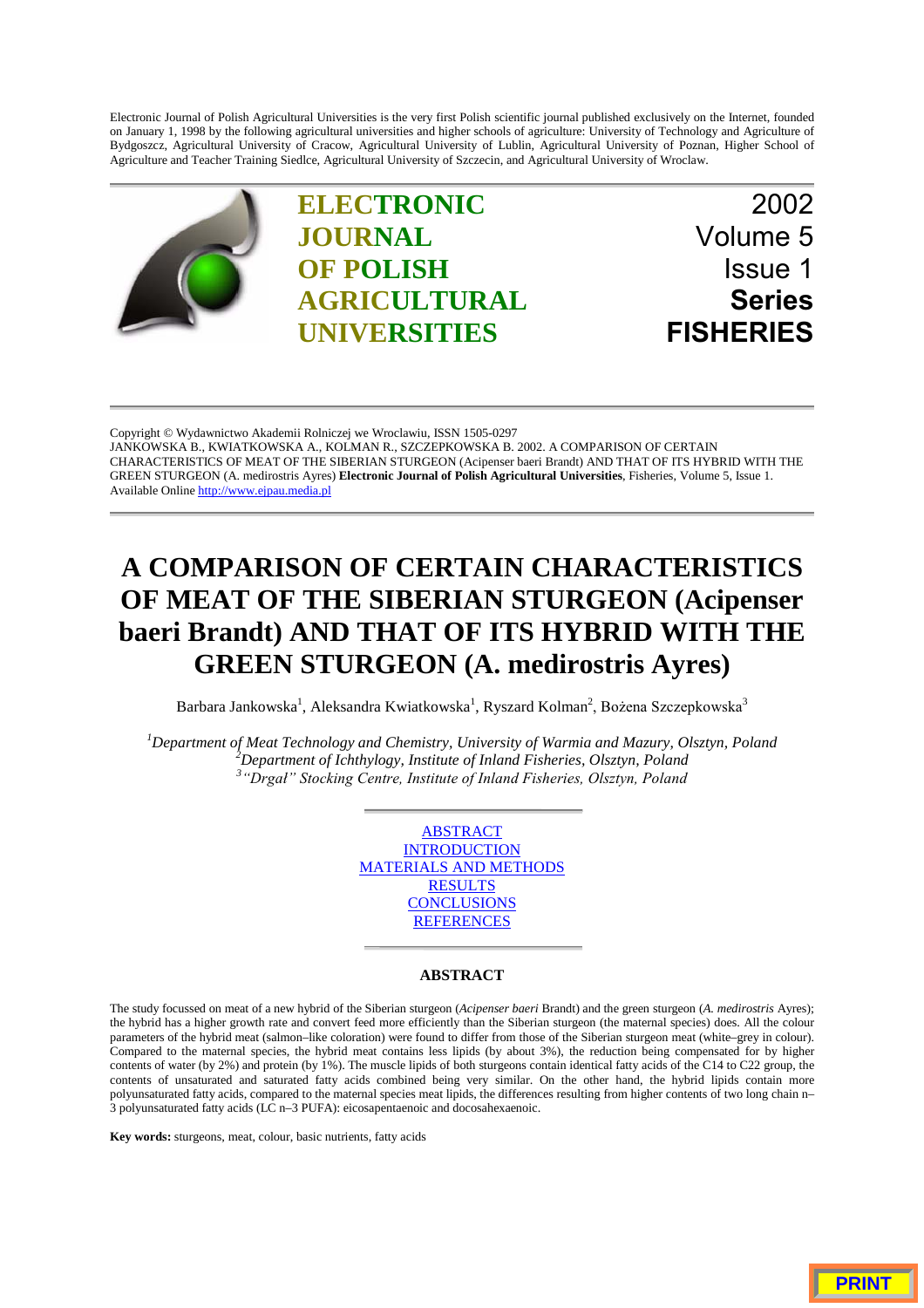Electronic Journal of Polish Agricultural Universities is the very first Polish scientific journal published exclusively on the Internet, founded on January 1, 1998 by the following agricultural universities and higher schools of agriculture: University of Technology and Agriculture of Bydgoszcz, Agricultural University of Cracow, Agricultural University of Lublin, Agricultural University of Poznan, Higher School of Agriculture and Teacher Training Siedlce, Agricultural University of Szczecin, and Agricultural University of Wroclaw.

**ELECTRONIC JOURNAL OF POLISH AGRICULTURAL UNIVERSITIES**

2002
Volume 5
Issue 1
**Series FISHERIES**

Copyright © Wydawnictwo Akademii Rolniczej we Wroclawiu, ISSN 1505-0297
JANKOWSKA B., KWIATKOWSKA A., KOLMAN R., SZCZEPKOWSKA B. 2002. A COMPARISON OF CERTAIN CHARACTERISTICS OF MEAT OF THE SIBERIAN STURGEON (Acipenser baeri Brandt) AND THAT OF ITS HYBRID WITH THE GREEN STURGEON (A. medirostris Ayres) **Electronic Journal of Polish Agricultural Universities**, Fisheries, Volume 5, Issue 1.
Available Online http://www.ejpau.media.pl

# A COMPARISON OF CERTAIN CHARACTERISTICS OF MEAT OF THE SIBERIAN STURGEON (Acipenser baeri Brandt) AND THAT OF ITS HYBRID WITH THE GREEN STURGEON (A. medirostris Ayres)

Barbara Jankowska[1], Aleksandra Kwiatkowska[1], Ryszard Kolman[2], Bożena Szczepkowska[3]

[1] *Department of Meat Technology and Chemistry, University of Warmia and Mazury, Olsztyn, Poland*
[2] *Department of Ichthyology, Institute of Inland Fisheries, Olsztyn, Poland*
[3] *"Drgał" Stocking Centre, Institute of Inland Fisheries, Olsztyn, Poland*

ABSTRACT
INTRODUCTION
MATERIALS AND METHODS
RESULTS
CONCLUSIONS
REFERENCES

## ABSTRACT

The study focussed on meat of a new hybrid of the Siberian sturgeon (*Acipenser baeri* Brandt) and the green sturgeon (*A. medirostris* Ayres); the hybrid has a higher growth rate and convert feed more efficiently than the Siberian sturgeon (the maternal species) does. All the colour parameters of the hybrid meat (salmon–like coloration) were found to differ from those of the Siberian sturgeon meat (white–grey in colour). Compared to the maternal species, the hybrid meat contains less lipids (by about 3%), the reduction being compensated for by higher contents of water (by 2%) and protein (by 1%). The muscle lipids of both sturgeons contain identical fatty acids of the C14 to C22 group, the contents of unsaturated and saturated fatty acids combined being very similar. On the other hand, the hybrid lipids contain more polyunsaturated fatty acids, compared to the maternal species meat lipids, the differences resulting from higher contents of two long chain n–3 polyunsaturated fatty acids (LC n–3 PUFA): eicosapentaenoic and docosahexaenoic.

**Key words:** sturgeons, meat, colour, basic nutrients, fatty acids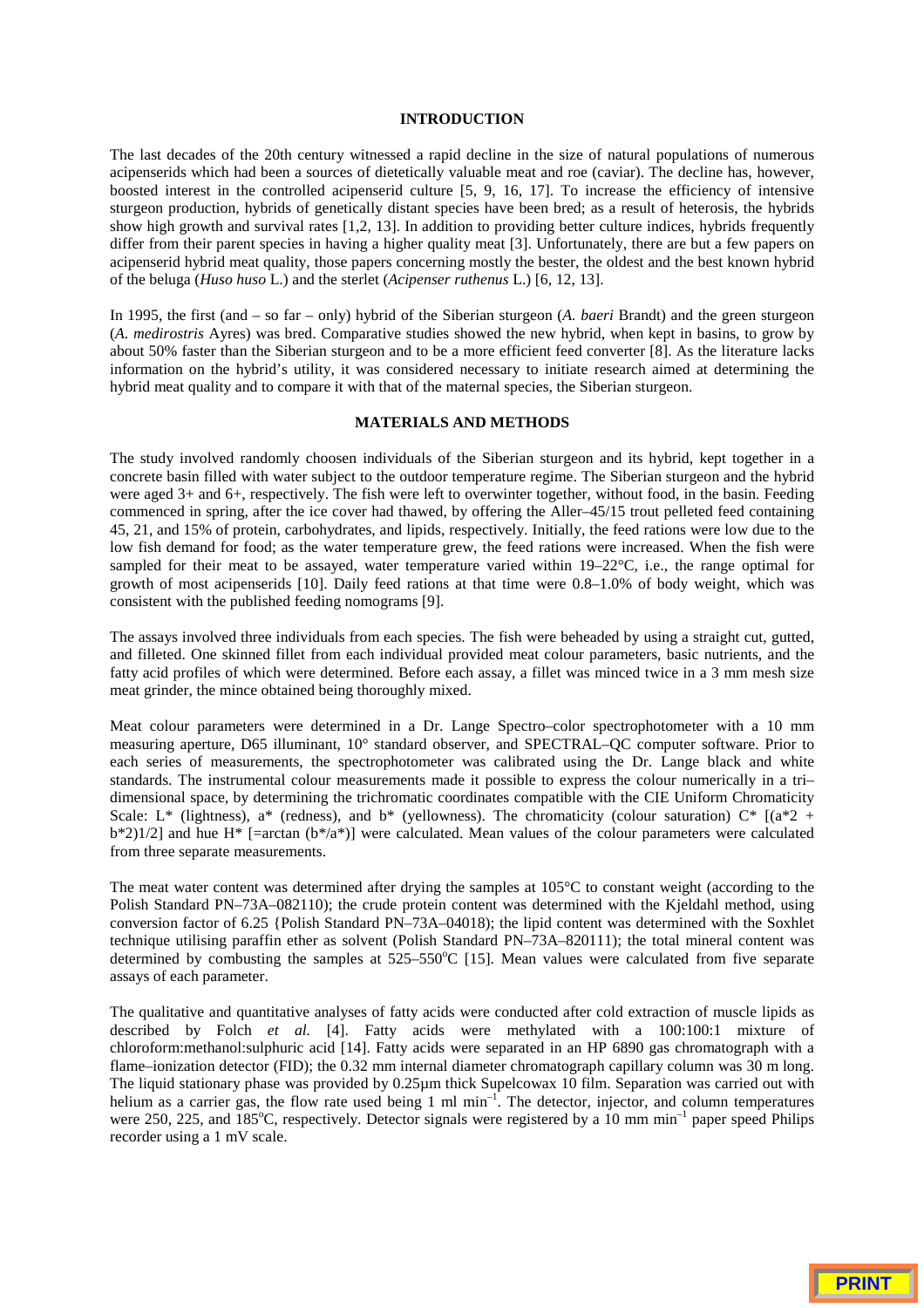## INTRODUCTION

The last decades of the 20th century witnessed a rapid decline in the size of natural populations of numerous acipenserids which had been a sources of dietetically valuable meat and roe (caviar). The decline has, however, boosted interest in the controlled acipenserid culture [5, 9, 16, 17]. To increase the efficiency of intensive sturgeon production, hybrids of genetically distant species have been bred; as a result of heterosis, the hybrids show high growth and survival rates [1,2, 13]. In addition to providing better culture indices, hybrids frequently differ from their parent species in having a higher quality meat [3]. Unfortunately, there are but a few papers on acipenserid hybrid meat quality, those papers concerning mostly the bester, the oldest and the best known hybrid of the beluga (*Huso huso* L.) and the sterlet (*Acipenser ruthenus* L.) [6, 12, 13].

In 1995, the first (and – so far – only) hybrid of the Siberian sturgeon (*A. baeri* Brandt) and the green sturgeon (*A. medirostris* Ayres) was bred. Comparative studies showed the new hybrid, when kept in basins, to grow by about 50% faster than the Siberian sturgeon and to be a more efficient feed converter [8]. As the literature lacks information on the hybrid's utility, it was considered necessary to initiate research aimed at determining the hybrid meat quality and to compare it with that of the maternal species, the Siberian sturgeon.

## MATERIALS AND METHODS

The study involved randomly choosen individuals of the Siberian sturgeon and its hybrid, kept together in a concrete basin filled with water subject to the outdoor temperature regime. The Siberian sturgeon and the hybrid were aged 3+ and 6+, respectively. The fish were left to overwinter together, without food, in the basin. Feeding commenced in spring, after the ice cover had thawed, by offering the Aller–45/15 trout pelleted feed containing 45, 21, and 15% of protein, carbohydrates, and lipids, respectively. Initially, the feed rations were low due to the low fish demand for food; as the water temperature grew, the feed rations were increased. When the fish were sampled for their meat to be assayed, water temperature varied within 19–22°C, i.e., the range optimal for growth of most acipenserids [10]. Daily feed rations at that time were 0.8–1.0% of body weight, which was consistent with the published feeding nomograms [9].

The assays involved three individuals from each species. The fish were beheaded by using a straight cut, gutted, and filleted. One skinned fillet from each individual provided meat colour parameters, basic nutrients, and the fatty acid profiles of which were determined. Before each assay, a fillet was minced twice in a 3 mm mesh size meat grinder, the mince obtained being thoroughly mixed.

Meat colour parameters were determined in a Dr. Lange Spectro–color spectrophotometer with a 10 mm measuring aperture, D65 illuminant, 10° standard observer, and SPECTRAL–QC computer software. Prior to each series of measurements, the spectrophotometer was calibrated using the Dr. Lange black and white standards. The instrumental colour measurements made it possible to express the colour numerically in a tri–dimensional space, by determining the trichromatic coordinates compatible with the CIE Uniform Chromaticity Scale: L* (lightness), a* (redness), and b* (yellowness). The chromaticity (colour saturation) C* $[(a^{*2} + b^{*2})^{1/2}]$ and hue H* [=arctan (b*/a*)] were calculated. Mean values of the colour parameters were calculated from three separate measurements.

The meat water content was determined after drying the samples at 105°C to constant weight (according to the Polish Standard PN–73A–082110); the crude protein content was determined with the Kjeldahl method, using conversion factor of 6.25 {Polish Standard PN–73A–04018); the lipid content was determined with the Soxhlet technique utilising paraffin ether as solvent (Polish Standard PN–73A–820111); the total mineral content was determined by combusting the samples at 525–550°C [15]. Mean values were calculated from five separate assays of each parameter.

The qualitative and quantitative analyses of fatty acids were conducted after cold extraction of muscle lipids as described by Folch *et al.* [4]. Fatty acids were methylated with a 100:100:1 mixture of chloroform:methanol:sulphuric acid [14]. Fatty acids were separated in an HP 6890 gas chromatograph with a flame–ionization detector (FID); the 0.32 mm internal diameter chromatograph capillary column was 30 m long. The liquid stationary phase was provided by 0.25µm thick Supelcowax 10 film. Separation was carried out with helium as a carrier gas, the flow rate used being 1 ml $min^{-1}$. The detector, injector, and column temperatures were 250, 225, and 185°C, respectively. Detector signals were registered by a 10 mm $min^{-1}$ paper speed Philips recorder using a 1 mV scale.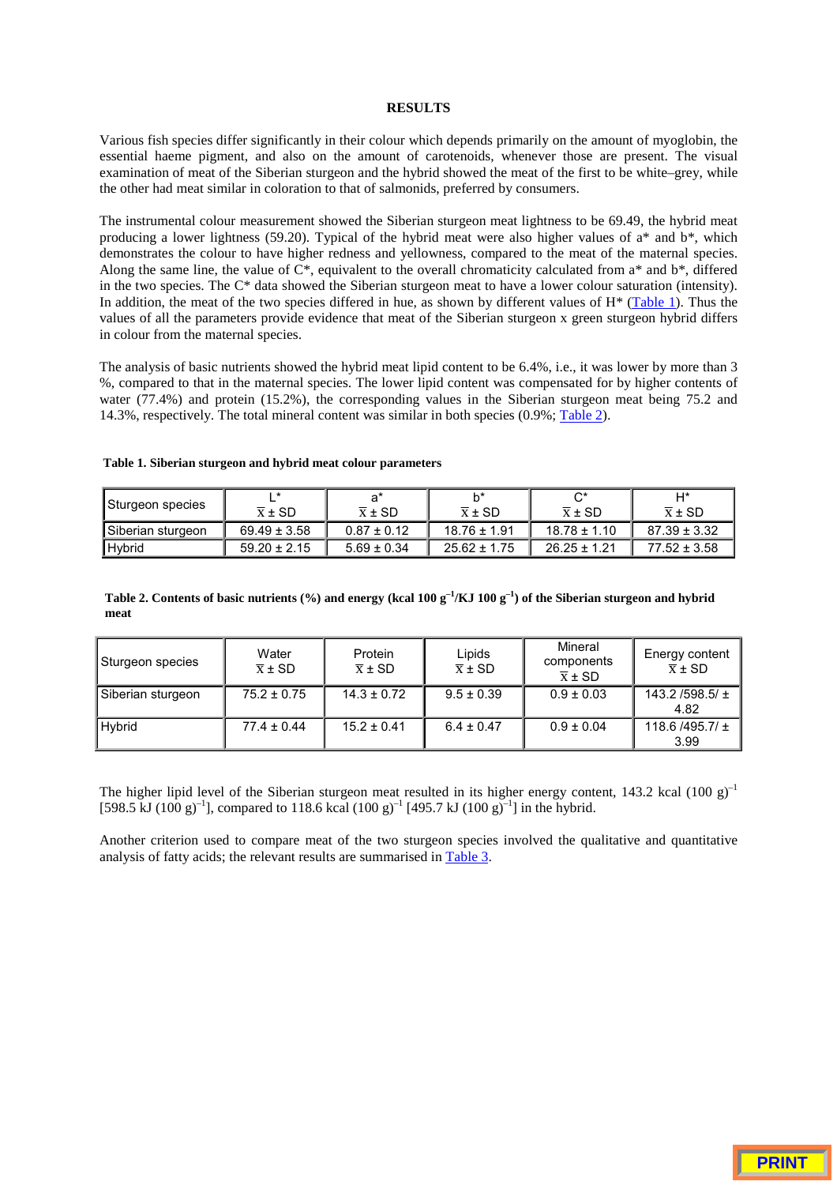## RESULTS

Various fish species differ significantly in their colour which depends primarily on the amount of myoglobin, the essential haeme pigment, and also on the amount of carotenoids, whenever those are present. The visual examination of meat of the Siberian sturgeon and the hybrid showed the meat of the first to be white–grey, while the other had meat similar in coloration to that of salmonids, preferred by consumers.

The instrumental colour measurement showed the Siberian sturgeon meat lightness to be 69.49, the hybrid meat producing a lower lightness (59.20). Typical of the hybrid meat were also higher values of a* and b*, which demonstrates the colour to have higher redness and yellowness, compared to the meat of the maternal species. Along the same line, the value of C*, equivalent to the overall chromaticity calculated from a* and b*, differed in the two species. The C* data showed the Siberian sturgeon meat to have a lower colour saturation (intensity). In addition, the meat of the two species differed in hue, as shown by different values of H* (Table 1). Thus the values of all the parameters provide evidence that meat of the Siberian sturgeon x green sturgeon hybrid differs in colour from the maternal species.

The analysis of basic nutrients showed the hybrid meat lipid content to be 6.4%, i.e., it was lower by more than 3 %, compared to that in the maternal species. The lower lipid content was compensated for by higher contents of water (77.4%) and protein (15.2%), the corresponding values in the Siberian sturgeon meat being 75.2 and 14.3%, respectively. The total mineral content was similar in both species (0.9%; Table 2).

**Table 1. Siberian sturgeon and hybrid meat colour parameters**

| Sturgeon species | L* $\bar{x} \pm$ SD | a* $\bar{x} \pm$ SD | b* $\bar{x} \pm$ SD | C* $\bar{x} \pm$ SD | H* $\bar{x} \pm$ SD |
|---|---|---|---|---|---|
| Siberian sturgeon | 69.49 ± 3.58 | 0.87 ± 0.12 | 18.76 ± 1.91 | 18.78 ± 1.10 | 87.39 ± 3.32 |
| Hybrid | 59.20 ± 2.15 | 5.69 ± 0.34 | 25.62 ± 1.75 | 26.25 ± 1.21 | 77.52 ± 3.58 |

**Table 2. Contents of basic nutrients (%) and energy (kcal 100 g$^{-1}$/KJ 100 g$^{-1}$) of the Siberian sturgeon and hybrid meat**

| Sturgeon species | Water $\bar{x} \pm$ SD | Protein $\bar{x} \pm$ SD | Lipids $\bar{x} \pm$ SD | Mineral components $\bar{x} \pm$ SD | Energy content $\bar{x} \pm$ SD |
|---|---|---|---|---|---|
| Siberian sturgeon | 75.2 ± 0.75 | 14.3 ± 0.72 | 9.5 ± 0.39 | 0.9 ± 0.03 | 143.2 /598.5/ ± 4.82 |
| Hybrid | 77.4 ± 0.44 | 15.2 ± 0.41 | 6.4 ± 0.47 | 0.9 ± 0.04 | 118.6 /495.7/ ± 3.99 |

The higher lipid level of the Siberian sturgeon meat resulted in its higher energy content, 143.2 kcal (100 g)$^{-1}$ [598.5 kJ (100 g)$^{-1}$], compared to 118.6 kcal (100 g)$^{-1}$ [495.7 kJ (100 g)$^{-1}$] in the hybrid.

Another criterion used to compare meat of the two sturgeon species involved the qualitative and quantitative analysis of fatty acids; the relevant results are summarised in Table 3.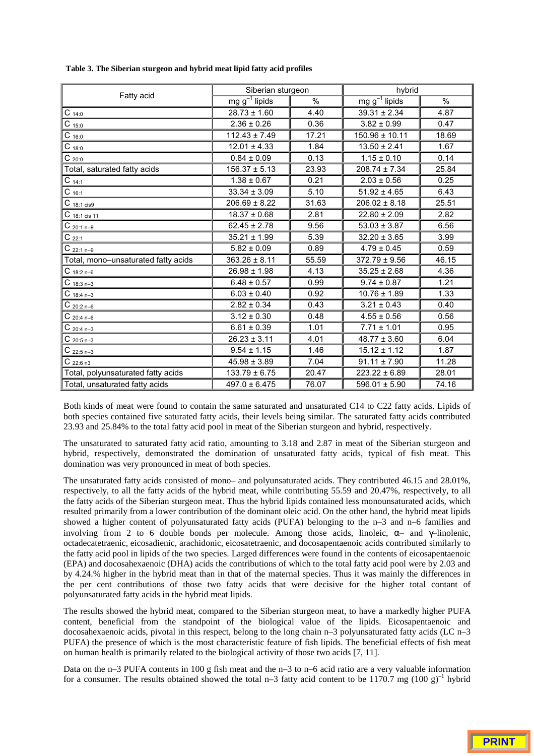**Table 3. The Siberian sturgeon and hybrid meat lipid fatty acid profiles**

| Fatty acid | Siberian sturgeon | | hybrid | |
|---|---|---|---|---|
| | mg $g^{-1}$ lipids | % | mg $g^{-1}$ lipids | % |
| $C_{14:0}$ | 28.73 ± 1.60 | 4.40 | 39.31 ± 2.34 | 4.87 |
| $C_{15:0}$ | 2.36 ± 0.26 | 0.36 | 3.82 ± 0.99 | 0.47 |
| $C_{16:0}$ | 112.43 ± 7.49 | 17.21 | 150.96 ± 10.11 | 18.69 |
| $C_{18:0}$ | 12.01 ± 4.33 | 1.84 | 13.50 ± 2.41 | 1.67 |
| $C_{20:0}$ | 0.84 ± 0.09 | 0.13 | 1.15 ± 0.10 | 0.14 |
| Total, saturated fatty acids | 156.37 ± 5.13 | 23.93 | 208.74 ± 7.34 | 25.84 |
| $C_{14:1}$ | 1.38 ± 0.67 | 0.21 | 2.03 ± 0.56 | 0.25 |
| $C_{16:1}$ | 33.34 ± 3.09 | 5.10 | 51.92 ± 4.65 | 6.43 |
| $C_{18:1\ cis9}$ | 206.69 ± 8.22 | 31.63 | 206.02 ± 8.18 | 25.51 |
| $C_{18:1\ cis\ 11}$ | 18.37 ± 0.68 | 2.81 | 22.80 ± 2.09 | 2.82 |
| $C_{20:1\ n-9}$ | 62.45 ± 2.78 | 9.56 | 53.03 ± 3.87 | 6.56 |
| $C_{22:1}$ | 35.21 ± 1.99 | 5.39 | 32.20 ± 3.65 | 3.99 |
| $C_{22:1\ n-9}$ | 5.82 ± 0.09 | 0.89 | 4.79 ± 0.45 | 0.59 |
| Total, mono–unsaturated fatty acids | 363.26 ± 8.11 | 55.59 | 372.79 ± 9.56 | 46.15 |
| $C_{18:2\ n-6}$ | 26.98 ± 1.98 | 4.13 | 35.25 ± 2.68 | 4.36 |
| $C_{18:3\ n-3}$ | 6.48 ± 0.57 | 0.99 | 9.74 ± 0.87 | 1.21 |
| $C_{18:4\ n-3}$ | 6.03 ± 0.40 | 0.92 | 10.76 ± 1.89 | 1.33 |
| $C_{20:2\ n-6}$ | 2.82 ± 0.34 | 0.43 | 3.21 ± 0.43 | 0.40 |
| $C_{20:4\ n-6}$ | 3.12 ± 0.30 | 0.48 | 4.55 ± 0.56 | 0.56 |
| $C_{20:4\ n-3}$ | 6.61 ± 0.39 | 1.01 | 7.71 ± 1.01 | 0.95 |
| $C_{20:5\ n-3}$ | 26.23 ± 3.11 | 4.01 | 48.77 ± 3.60 | 6.04 |
| $C_{22:5\ n-3}$ | 9.54 ± 1.15 | 1.46 | 15.12 ± 1.12 | 1.87 |
| $C_{22:6\ n3}$ | 45.98 ± 3.89 | 7.04 | 91.11 ± 7.90 | 11.28 |
| Total, polyunsaturated fatty acids | 133.79 ± 6.75 | 20.47 | 223.22 ± 6.89 | 28.01 |
| Total, unsaturated fatty acids | 497.0 ± 6.475 | 76.07 | 596.01 ± 5.90 | 74.16 |

Both kinds of meat were found to contain the same saturated and unsaturated C14 to C22 fatty acids. Lipids of both species contained five saturated fatty acids, their levels being similar. The saturated fatty acids contributed 23.93 and 25.84% to the total fatty acid pool in meat of the Siberian sturgeon and hybrid, respectively.

The unsaturated to saturated fatty acid ratio, amounting to 3.18 and 2.87 in meat of the Siberian sturgeon and hybrid, respectively, demonstrated the domination of unsaturated fatty acids, typical of fish meat. This domination was very pronounced in meat of both species.

The unsaturated fatty acids consisted of mono– and polyunsaturated acids. They contributed 46.15 and 28.01%, respectively, to all the fatty acids of the hybrid meat, while contributing 55.59 and 20.47%, respectively, to all the fatty acids of the Siberian sturgeon meat. Thus the hybrid lipids contained less monounsaturated acids, which resulted primarily from a lower contribution of the dominant oleic acid. On the other hand, the hybrid meat lipids showed a higher content of polyunsaturated fatty acids (PUFA) belonging to the n–3 and n–6 families and involving from 2 to 6 double bonds per molecule. Among those acids, linoleic, α– and γ–linolenic, octadecatetraenic, eicosadienic, arachidonic, eicosatetraenic, and docosapentaenoic acids contributed similarly to the fatty acid pool in lipids of the two species. Larged differences were found in the contents of eicosapentaenoic (EPA) and docosahexaenoic (DHA) acids the contributions of which to the total fatty acid pool were by 2.03 and by 4.24.% higher in the hybrid meat than in that of the maternal species. Thus it was mainly the differences in the per cent contributions of those two fatty acids that were decisive for the higher total contant of polyunsaturated fatty acids in the hybrid meat lipids.

The results showed the hybrid meat, compared to the Siberian sturgeon meat, to have a markedly higher PUFA content, beneficial from the standpoint of the biological value of the lipids. Eicosapentaenoic and docosahexaenoic acids, pivotal in this respect, belong to the long chain n–3 polyunsaturated fatty acids (LC n–3 PUFA) the presence of which is the most characteristic feature of fish lipids. The beneficial effects of fish meat on human health is primarily related to the biological activity of those two acids [7, 11].

Data on the n–3 PUFA contents in 100 g fish meat and the n–3 to n–6 acid ratio are a very valuable information for a consumer. The results obtained showed the total n–3 fatty acid content to be 1170.7 mg $(100\ g)^{-1}$ hybrid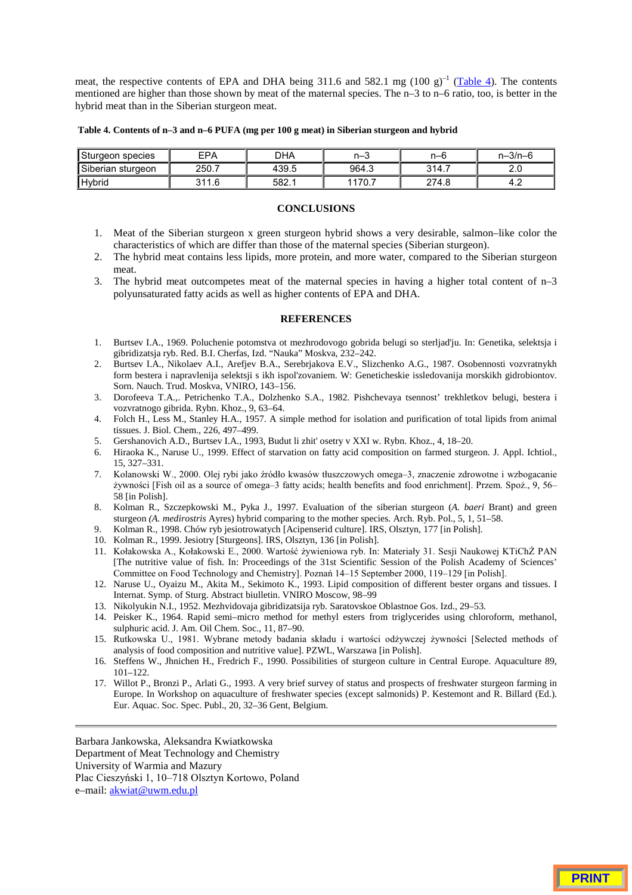meat, the respective contents of EPA and DHA being 311.6 and 582.1 mg (100 g)$^{-1}$ (Table 4). The contents mentioned are higher than those shown by meat of the maternal species. The n–3 to n–6 ratio, too, is better in the hybrid meat than in the Siberian sturgeon meat.

**Table 4. Contents of n–3 and n–6 PUFA (mg per 100 g meat) in Siberian sturgeon and hybrid**

| Sturgeon species | EPA | DHA | n–3 | n–6 | n–3/n–6 |
|---|---|---|---|---|---|
| Siberian sturgeon | 250.7 | 439.5 | 964.3 | 314.7 | 2.0 |
| Hybrid | 311.6 | 582.1 | 1170.7 | 274.8 | 4.2 |

## CONCLUSIONS

1. Meat of the Siberian sturgeon x green sturgeon hybrid shows a very desirable, salmon–like color the characteristics of which are differ than those of the maternal species (Siberian sturgeon).
2. The hybrid meat contains less lipids, more protein, and more water, compared to the Siberian sturgeon meat.
3. The hybrid meat outcompetes meat of the maternal species in having a higher total content of n–3 polyunsaturated fatty acids as well as higher contents of EPA and DHA.

## REFERENCES

1. Burtsev I.A., 1969. Poluchenie potomstva ot mezhrodovogo gobrida belugi so sterljad'ju. In: Genetika, selektsja i gibridizatsja ryb. Red. B.I. Cherfas, Izd. "Nauka" Moskva, 232–242.
2. Burtsev I.A., Nikolaev A.I., Arefjev B.A., Serebrjakova E.V., Slizchenko A.G., 1987. Osobennosti vozvratnykh form bestera i napravlenija selektsji s ikh ispol'zovaniem. W: Geneticheskie issledovanija morskikh gidrobiontov. Sorn. Nauch. Trud. Moskva, VNIRO, 143–156.
3. Dorofeeva T.A.,. Petrichenko T.A., Dolzhenko S.A., 1982. Pishchevaya tsennost' trekhletkov belugi, bestera i vozvratnogo gibrida. Rybn. Khoz., 9, 63–64.
4. Folch H., Less M., Stanley H.A., 1957. A simple method for isolation and purification of total lipids from animal tissues. J. Biol. Chem., 226, 497–499.
5. Gershanovich A.D., Burtsev I.A., 1993, Budut li zhit' osetry v XXI w. Rybn. Khoz., 4, 18–20.
6. Hiraoka K., Naruse U., 1999. Effect of starvation on fatty acid composition on farmed sturgeon. J. Appl. Ichtiol., 15, 327–331.
7. Kolanowski W., 2000. Olej rybi jako źródło kwasów tłuszczowych omega–3, znaczenie zdrowotne i wzbogacanie żywności [Fish oil as a source of omega–3 fatty acids; health benefits and food enrichment]. Przem. Spoż., 9, 56–58 [in Polish].
8. Kolman R., Szczepkowski M., Pyka J., 1997. Evaluation of the siberian sturgeon (*A. baeri* Brant) and green sturgeon *(A. medirostris* Ayres) hybrid comparing to the mother species. Arch. Ryb. Pol., 5, 1, 51–58.
9. Kolman R., 1998. Chów ryb jesiotrowatych [Acipenserid culture]. IRS, Olsztyn, 177 [in Polish].
10. Kolman R., 1999. Jesiotry [Sturgeons]. IRS, Olsztyn, 136 [in Polish].
11. Kołakowska A., Kołakowski E., 2000. Wartość żywieniowa ryb. In: Materiały 31. Sesji Naukowej KTiChŻ PAN [The nutritive value of fish. In: Proceedings of the 31st Scientific Session of the Polish Academy of Sciences' Committee on Food Technology and Chemistry]. Poznań 14–15 September 2000, 119–129 [in Polish].
12. Naruse U., Oyaizu M., Akita M., Sekimoto K., 1993. Lipid composition of different bester organs and tissues. I Internat. Symp. of Sturg. Abstract biulletin. VNIRO Moscow, 98–99
13. Nikolyukin N.I., 1952. Mezhvidovaja gibridizatsija ryb. Saratovskoe Oblastnoe Gos. Izd., 29–53.
14. Peisker K., 1964. Rapid semi–micro method for methyl esters from triglycerides using chloroform, methanol, sulphuric acid. J. Am. Oil Chem. Soc., 11, 87–90.
15. Rutkowska U., 1981. Wybrane metody badania składu i wartości odżywczej żywności [Selected methods of analysis of food composition and nutritive value]. PZWL, Warszawa [in Polish].
16. Steffens W., Jhnichen H., Fredrich F., 1990. Possibilities of sturgeon culture in Central Europe. Aquaculture 89, 101–122.
17. Willot P., Bronzi P., Arlati G., 1993. A very brief survey of status and prospects of freshwater sturgeon farming in Europe. In Workshop on aquaculture of freshwater species (except salmonids) P. Kestemont and R. Billard (Ed.). Eur. Aquac. Soc. Spec. Publ., 20, 32–36 Gent, Belgium.

---

Barbara Jankowska, Aleksandra Kwiatkowska
Department of Meat Technology and Chemistry
University of Warmia and Mazury
Plac Cieszyński 1, 10–718 Olsztyn Kortowo, Poland
e–mail: akwiat@uwm.edu.pl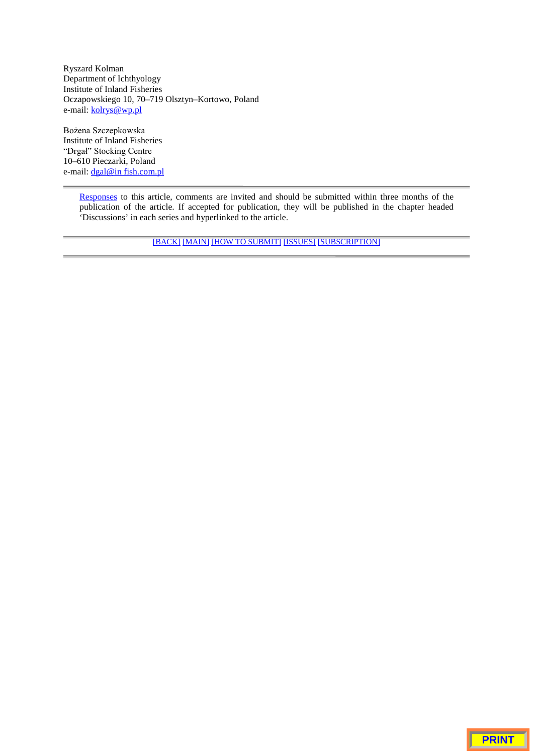Ryszard Kolman
Department of Ichthyology
Institute of Inland Fisheries
Oczapowskiego 10, 70–719 Olsztyn–Kortowo, Poland
e-mail: kolrys@wp.pl

Bożena Szczepkowska
Institute of Inland Fisheries
"Drgał" Stocking Centre
10–610 Pieczarki, Poland
e-mail: dgal@in fish.com.pl

---

Responses to this article, comments are invited and should be submitted within three months of the publication of the article. If accepted for publication, they will be published in the chapter headed 'Discussions' in each series and hyperlinked to the article.

---

[BACK] [MAIN] [HOW TO SUBMIT] [ISSUES] [SUBSCRIPTION]

---

PRINT